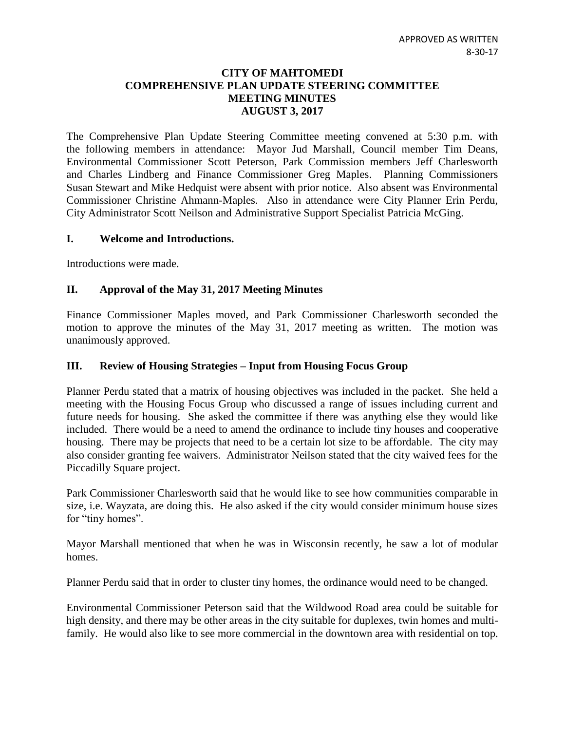APPROVED AS WRITTEN
8-30-17

# CITY OF MAHTOMEDI
## COMPREHENSIVE PLAN UPDATE STEERING COMMITTEE
## MEETING MINUTES
## AUGUST 3, 2017

The Comprehensive Plan Update Steering Committee meeting convened at 5:30 p.m. with the following members in attendance: Mayor Jud Marshall, Council member Tim Deans, Environmental Commissioner Scott Peterson, Park Commission members Jeff Charlesworth and Charles Lindberg and Finance Commissioner Greg Maples. Planning Commissioners Susan Stewart and Mike Hedquist were absent with prior notice. Also absent was Environmental Commissioner Christine Ahmann-Maples. Also in attendance were City Planner Erin Perdu, City Administrator Scott Neilson and Administrative Support Specialist Patricia McGing.

### I. Welcome and Introductions.

Introductions were made.

### II. Approval of the May 31, 2017 Meeting Minutes

Finance Commissioner Maples moved, and Park Commissioner Charlesworth seconded the motion to approve the minutes of the May 31, 2017 meeting as written. The motion was unanimously approved.

### III. Review of Housing Strategies – Input from Housing Focus Group

Planner Perdu stated that a matrix of housing objectives was included in the packet. She held a meeting with the Housing Focus Group who discussed a range of issues including current and future needs for housing. She asked the committee if there was anything else they would like included. There would be a need to amend the ordinance to include tiny houses and cooperative housing. There may be projects that need to be a certain lot size to be affordable. The city may also consider granting fee waivers. Administrator Neilson stated that the city waived fees for the Piccadilly Square project.

Park Commissioner Charlesworth said that he would like to see how communities comparable in size, i.e. Wayzata, are doing this. He also asked if the city would consider minimum house sizes for "tiny homes".

Mayor Marshall mentioned that when he was in Wisconsin recently, he saw a lot of modular homes.

Planner Perdu said that in order to cluster tiny homes, the ordinance would need to be changed.

Environmental Commissioner Peterson said that the Wildwood Road area could be suitable for high density, and there may be other areas in the city suitable for duplexes, twin homes and multi-family. He would also like to see more commercial in the downtown area with residential on top.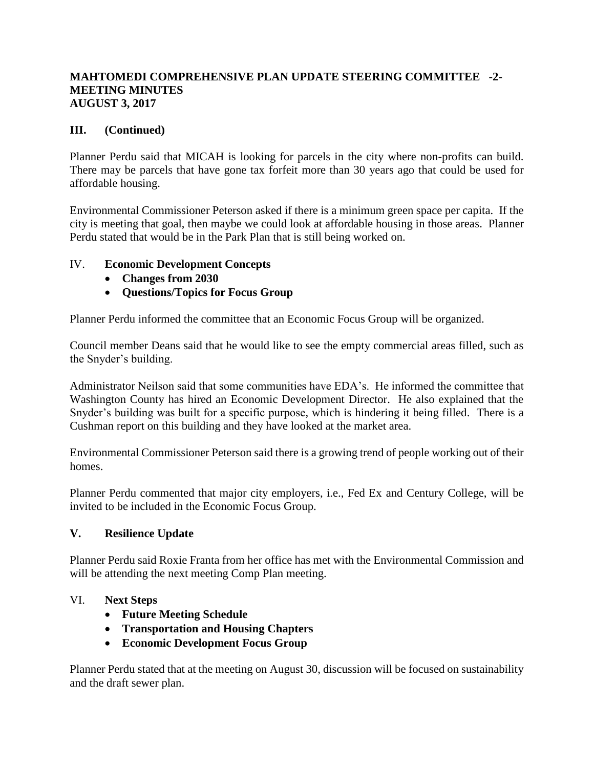## III. (Continued)

Planner Perdu said that MICAH is looking for parcels in the city where non-profits can build. There may be parcels that have gone tax forfeit more than 30 years ago that could be used for affordable housing.

Environmental Commissioner Peterson asked if there is a minimum green space per capita. If the city is meeting that goal, then maybe we could look at affordable housing in those areas. Planner Perdu stated that would be in the Park Plan that is still being worked on.

## IV. Economic Development Concepts

- **Changes from 2030**
- **Questions/Topics for Focus Group**

Planner Perdu informed the committee that an Economic Focus Group will be organized.

Council member Deans said that he would like to see the empty commercial areas filled, such as the Snyder's building.

Administrator Neilson said that some communities have EDA's. He informed the committee that Washington County has hired an Economic Development Director. He also explained that the Snyder's building was built for a specific purpose, which is hindering it being filled. There is a Cushman report on this building and they have looked at the market area.

Environmental Commissioner Peterson said there is a growing trend of people working out of their homes.

Planner Perdu commented that major city employers, i.e., Fed Ex and Century College, will be invited to be included in the Economic Focus Group.

## V. Resilience Update

Planner Perdu said Roxie Franta from her office has met with the Environmental Commission and will be attending the next meeting Comp Plan meeting.

## VI. Next Steps

- **Future Meeting Schedule**
- **Transportation and Housing Chapters**
- **Economic Development Focus Group**

Planner Perdu stated that at the meeting on August 30, discussion will be focused on sustainability and the draft sewer plan.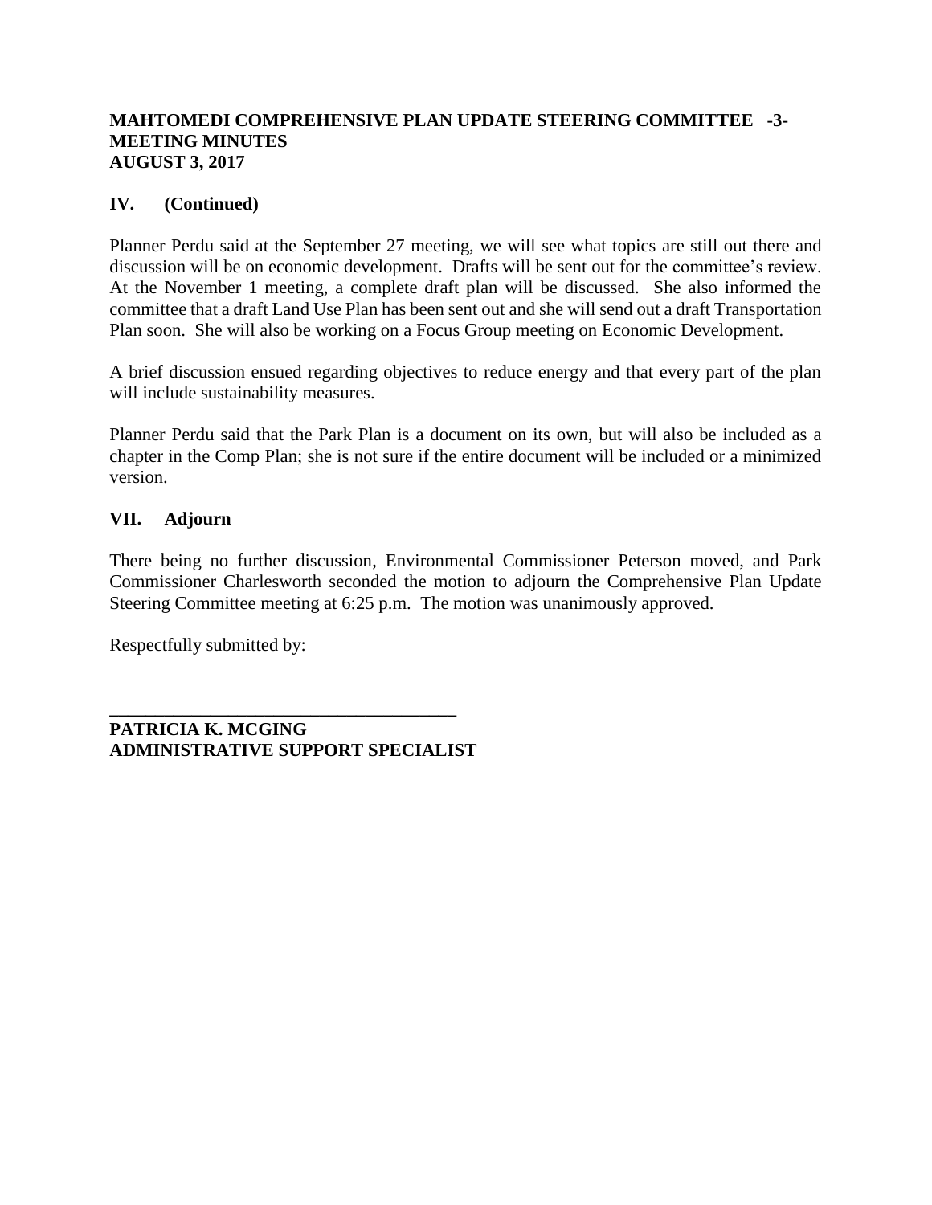## IV. (Continued)

Planner Perdu said at the September 27 meeting, we will see what topics are still out there and discussion will be on economic development. Drafts will be sent out for the committee's review. At the November 1 meeting, a complete draft plan will be discussed. She also informed the committee that a draft Land Use Plan has been sent out and she will send out a draft Transportation Plan soon. She will also be working on a Focus Group meeting on Economic Development.

A brief discussion ensued regarding objectives to reduce energy and that every part of the plan will include sustainability measures.

Planner Perdu said that the Park Plan is a document on its own, but will also be included as a chapter in the Comp Plan; she is not sure if the entire document will be included or a minimized version.

## VII. Adjourn

There being no further discussion, Environmental Commissioner Peterson moved, and Park Commissioner Charlesworth seconded the motion to adjourn the Comprehensive Plan Update Steering Committee meeting at 6:25 p.m. The motion was unanimously approved.

Respectfully submitted by:

______________________________________

**PATRICIA K. MCGING**
**ADMINISTRATIVE SUPPORT SPECIALIST**